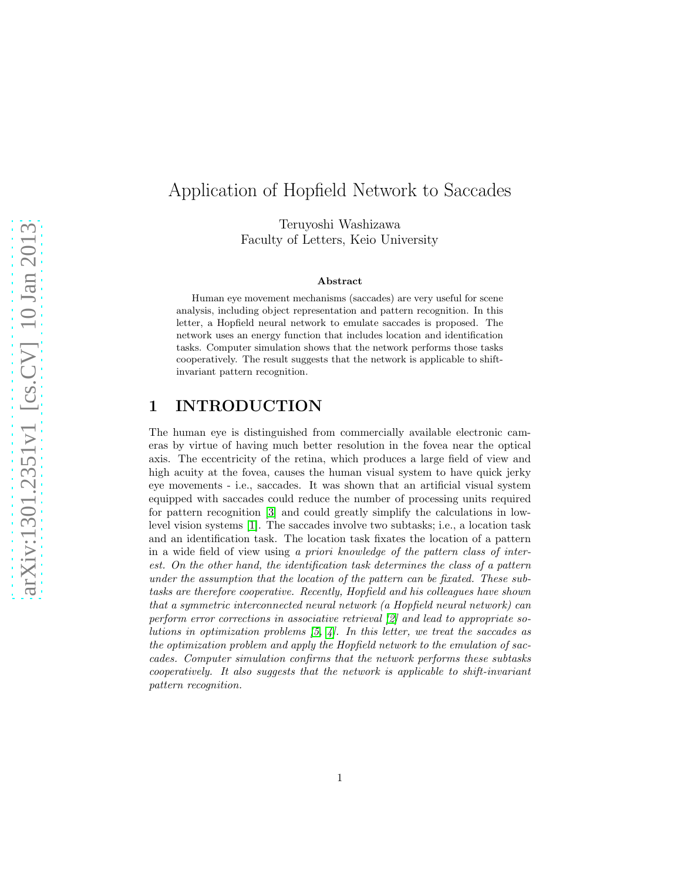# Application of Hopfield Network to Saccades

Teruyoshi Washizawa
Faculty of Letters, Keio University

### Abstract

Human eye movement mechanisms (saccades) are very useful for scene analysis, including object representation and pattern recognition. In this letter, a Hopfield neural network to emulate saccades is proposed. The network uses an energy function that includes location and identification tasks. Computer simulation shows that the network performs those tasks cooperatively. The result suggests that the network is applicable to shift-invariant pattern recognition.

## 1 INTRODUCTION

The human eye is distinguished from commercially available electronic cameras by virtue of having much better resolution in the fovea near the optical axis. The eccentricity of the retina, which produces a large field of view and high acuity at the fovea, causes the human visual system to have quick jerky eye movements - i.e., saccades. It was shown that an artificial visual system equipped with saccades could reduce the number of processing units required for pattern recognition [3] and could greatly simplify the calculations in low-level vision systems [1]. The saccades involve two subtasks; i.e., a location task and an identification task. The location task fixates the location of a pattern in a wide field of view using *a priori knowledge of the pattern class of interest. On the other hand, the identification task determines the class of a pattern under the assumption that the location of the pattern can be fixated. These subtasks are therefore cooperative. Recently, Hopfield and his colleagues have shown that a symmetric interconnected neural network (a Hopfield neural network) can perform error corrections in associative retrieval [2] and lead to appropriate solutions in optimization problems [5, 4]. In this letter, we treat the saccades as the optimization problem and apply the Hopfield network to the emulation of saccades. Computer simulation confirms that the network performs these subtasks cooperatively. It also suggests that the network is applicable to shift-invariant pattern recognition.*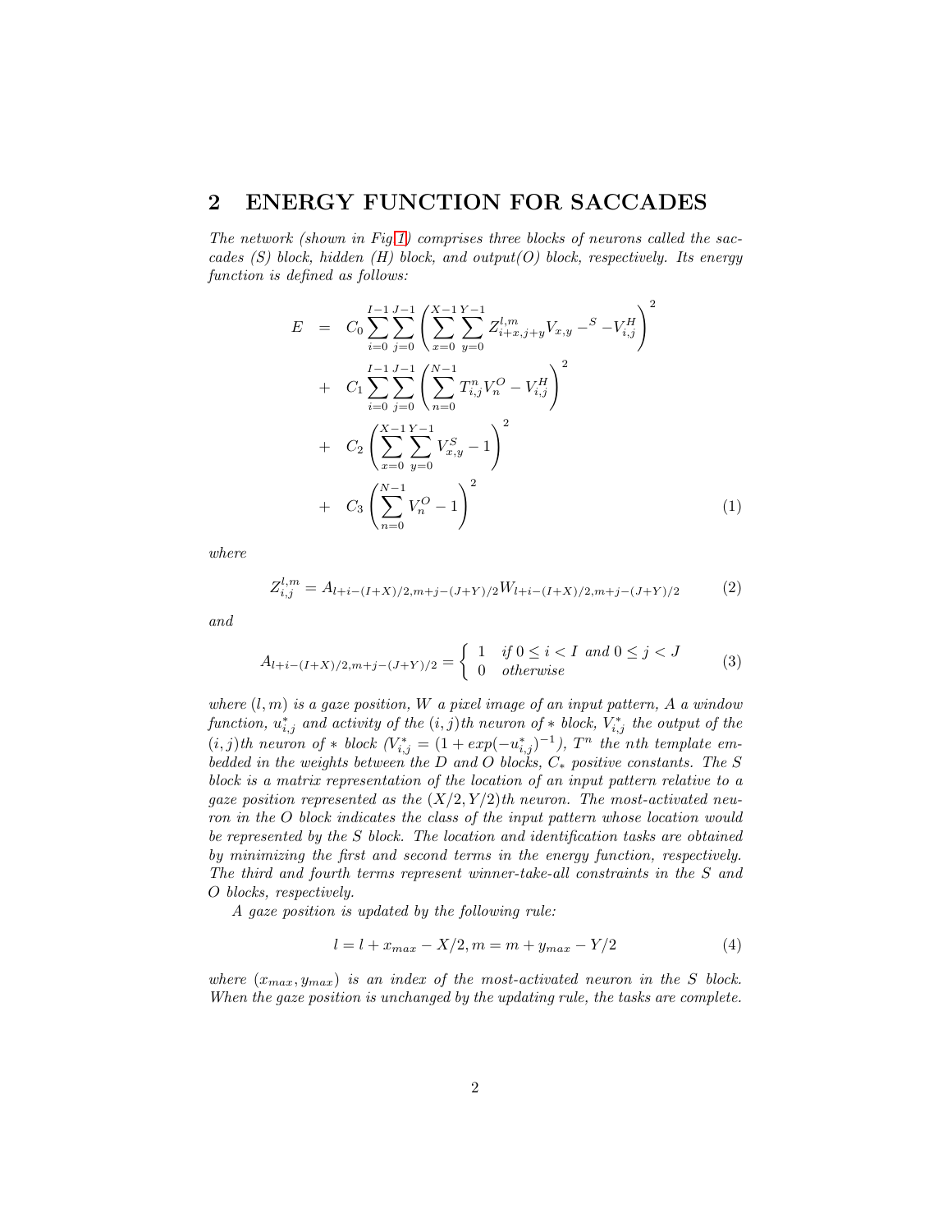## 2 ENERGY FUNCTION FOR SACCADES

*The network (shown in Fig 1) comprises three blocks of neurons called the saccades (S) block, hidden (H) block, and output(O) block, respectively. Its energy function is defined as follows:*

$$
\begin{aligned}
E &= C_0 \sum_{i=0}^{I-1} \sum_{j=0}^{J-1} \left( \sum_{x=0}^{X-1} \sum_{y=0}^{Y-1} Z_{i+x,j+y}^{l,m} V_{x,y}{}^{-S} - V_{i,j}^{H} \right)^2 \\
&+ C_1 \sum_{i=0}^{I-1} \sum_{j=0}^{J-1} \left( \sum_{n=0}^{N-1} T_{i,j}^{n} V_{n}^{O} - V_{i,j}^{H} \right)^2 \\
&+ C_2 \left( \sum_{x=0}^{X-1} \sum_{y=0}^{Y-1} V_{x,y}^{S} - 1 \right)^2 \\
&+ C_3 \left( \sum_{n=0}^{N-1} V_{n}^{O} - 1 \right)^2
\end{aligned}
\tag{1}
$$

*where*

$$
Z_{i,j}^{l,m} = A_{l+i-(I+X)/2, m+j-(J+Y)/2} W_{l+i-(I+X)/2, m+j-(J+Y)/2} \tag{2}
$$

*and*

$$
A_{l+i-(I+X)/2, m+j-(J+Y)/2} = \begin{cases} 1 & \text{if } 0 \leq i < I \text{ and } 0 \leq j < J \\ 0 & \text{otherwise} \end{cases} \tag{3}
$$

*where $(l,m)$ is a gaze position, $W$ a pixel image of an input pattern, $A$ a window function, $u_{i,j}^{*}$ and activity of the $(i,j)$th neuron of $*$ block, $V_{i,j}^{*}$ the output of the $(i,j)$th neuron of $*$ block ($V_{i,j}^{*} = (1+exp(-u_{i,j}^{*})^{-1})$, $T^n$ the $n$th template embedded in the weights between the D and O blocks, $C_*$ positive constants. The S block is a matrix representation of the location of an input pattern relative to a gaze position represented as the $(X/2, Y/2)$th neuron. The most-activated neuron in the O block indicates the class of the input pattern whose location would be represented by the S block. The location and identification tasks are obtained by minimizing the first and second terms in the energy function, respectively. The third and fourth terms represent winner-take-all constraints in the S and O blocks, respectively.*

*A gaze position is updated by the following rule:*

$$
l = l + x_{max} - X/2, m = m + y_{max} - Y/2 \tag{4}
$$

*where $(x_{max}, y_{max})$ is an index of the most-activated neuron in the S block. When the gaze position is unchanged by the updating rule, the tasks are complete.*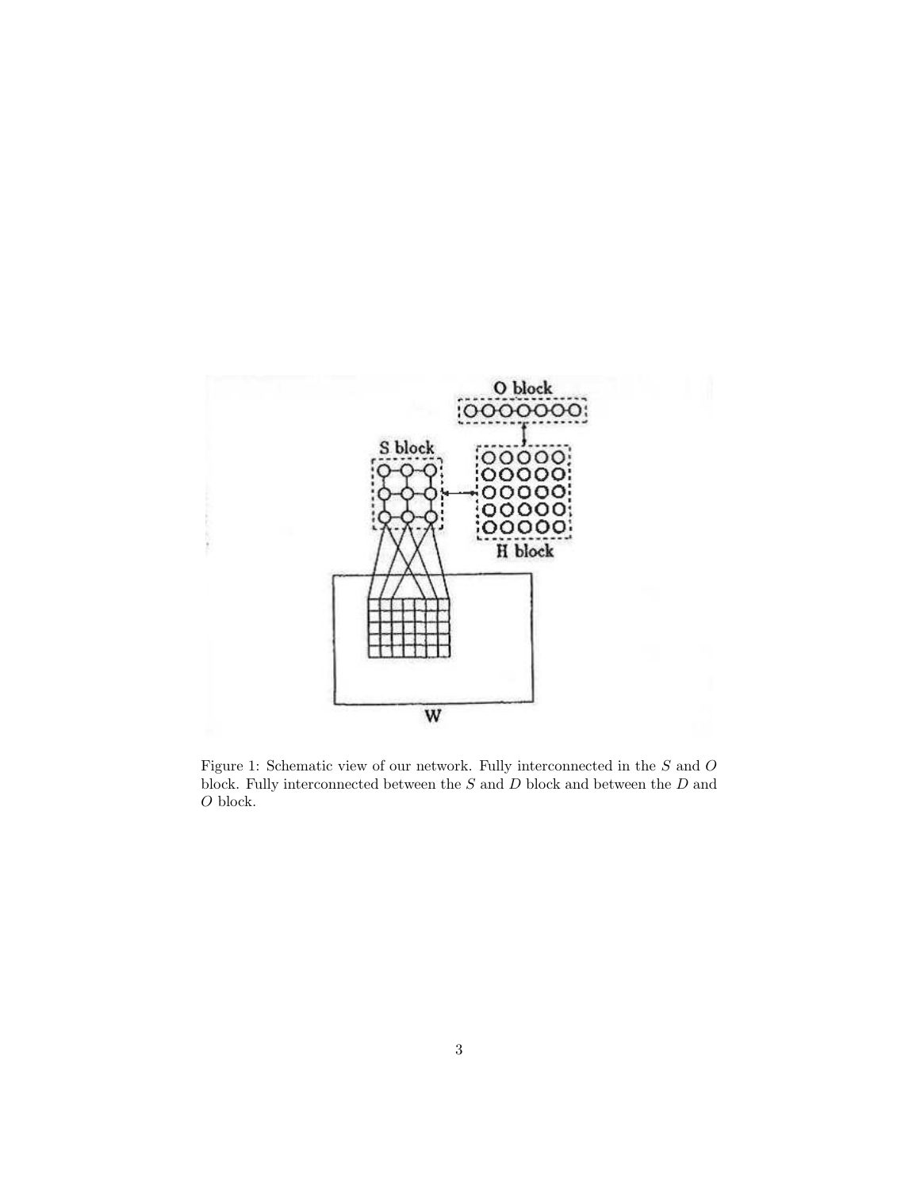Figure 1: Schematic view of our network. Fully interconnected in the $S$ and $O$ block. Fully interconnected between the $S$ and $D$ block and between the $D$ and $O$ block.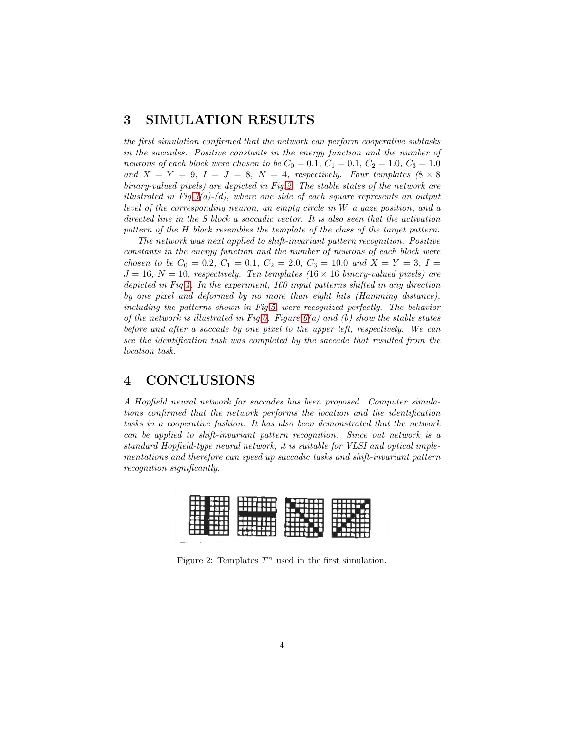## 3 SIMULATION RESULTS

*the first simulation confirmed that the network can perform cooperative subtasks in the saccades. Positive constants in the energy function and the number of neurons of each block were chosen to be* $C_0 = 0.1$, $C_1 = 0.1$, $C_2 = 1.0$, $C_3 = 1.0$ *and* $X = Y = 9$, $I = J = 8$, $N = 4$, *respectively. Four templates (*$8 \times 8$ *binary-valued pixels) are depicted in Fig.2. The stable states of the network are illustrated in Fig.3(a)-(d), where one side of each square represents an output level of the corresponding neuron, an empty circle in* $W$ *a gaze position, and a directed line in the* $S$ *block a saccadic vector. It is also seen that the activation pattern of the* $H$ *block resembles the template of the class of the target pattern.*

*The network was next applied to shift-invariant pattern recognition. Positive constants in the energy function and the number of neurons of each block were chosen to be* $C_0 = 0.2$, $C_1 = 0.1$, $C_2 = 2.0$, $C_3 = 10.0$ *and* $X = Y = 3$, $I = J = 16$, $N = 10$, *respectively. Ten templates (*$16 \times 16$ *binary-valued pixels) are depicted in Fig.4. In the experiment, 160 input patterns shifted in any direction by one pixel and deformed by no more than eight hits (Hamming distance), including the patterns shown in Fig.5, were recognized perfectly. The behavior of the network is illustrated in Fig.6. Figure 6(a) and (b) show the stable states before and after a saccade by one pixel to the upper left, respectively. We can see the identification task was completed by the saccade that resulted from the location task.*

## 4 CONCLUSIONS

*A Hopfield neural network for saccades has been proposed. Computer simulations confirmed that the network performs the location and the identification tasks in a cooperative fashion. It has also been demonstrated that the network can be applied to shift-invariant pattern recognition. Since out network is a standard Hopfield-type neural network, it is suitable for VLSI and optical implementations and therefore can speed up saccadic tasks and shift-invariant pattern recognition significantly.*

Figure 2: Templates $T^n$ used in the first simulation.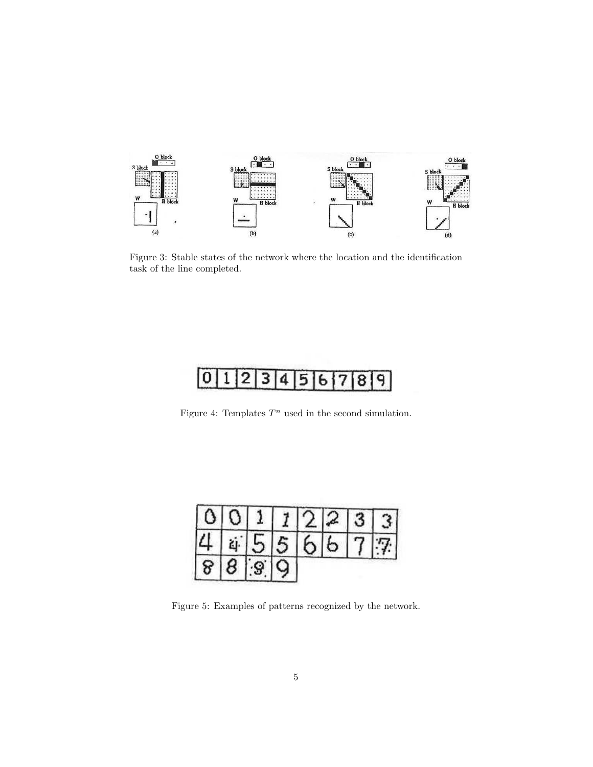Figure 3: Stable states of the network where the location and the identification task of the line completed.

Figure 4: Templates $T^n$ used in the second simulation.

Figure 5: Examples of patterns recognized by the network.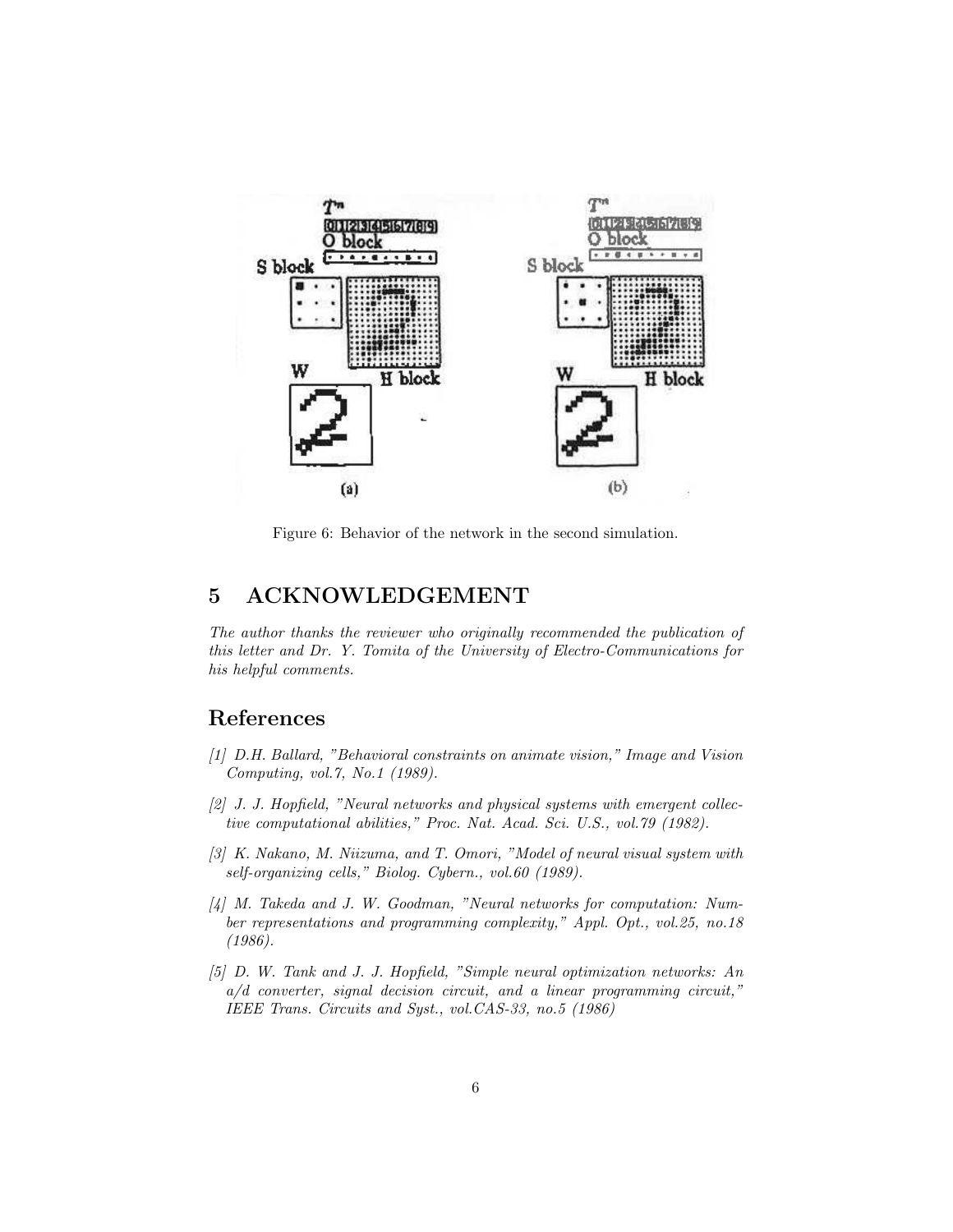$T^n$

0 1 2 3 4 5 6 7 8 9

O block

S block

W

H block

(a)

$T^n$

0 1 2 3 4 5 6 7 8 9

O block

S block

W

H block

(b)

Figure 6: Behavior of the network in the second simulation.

## 5 ACKNOWLEDGEMENT

*The author thanks the reviewer who originally recommended the publication of this letter and Dr. Y. Tomita of the University of Electro-Communications for his helpful comments.*

## References

*[1] D.H. Ballard, "Behavioral constraints on animate vision," Image and Vision Computing, vol.7, No.1 (1989).*

*[2] J. J. Hopfield, "Neural networks and physical systems with emergent collective computational abilities," Proc. Nat. Acad. Sci. U.S., vol.79 (1982).*

*[3] K. Nakano, M. Niizuma, and T. Omori, "Model of neural visual system with self-organizing cells," Biolog. Cybern., vol.60 (1989).*

*[4] M. Takeda and J. W. Goodman, "Neural networks for computation: Number representations and programming complexity," Appl. Opt., vol.25, no.18 (1986).*

*[5] D. W. Tank and J. J. Hopfield, "Simple neural optimization networks: An a/d converter, signal decision circuit, and a linear programming circuit," IEEE Trans. Circuits and Syst., vol.CAS-33, no.5 (1986)*